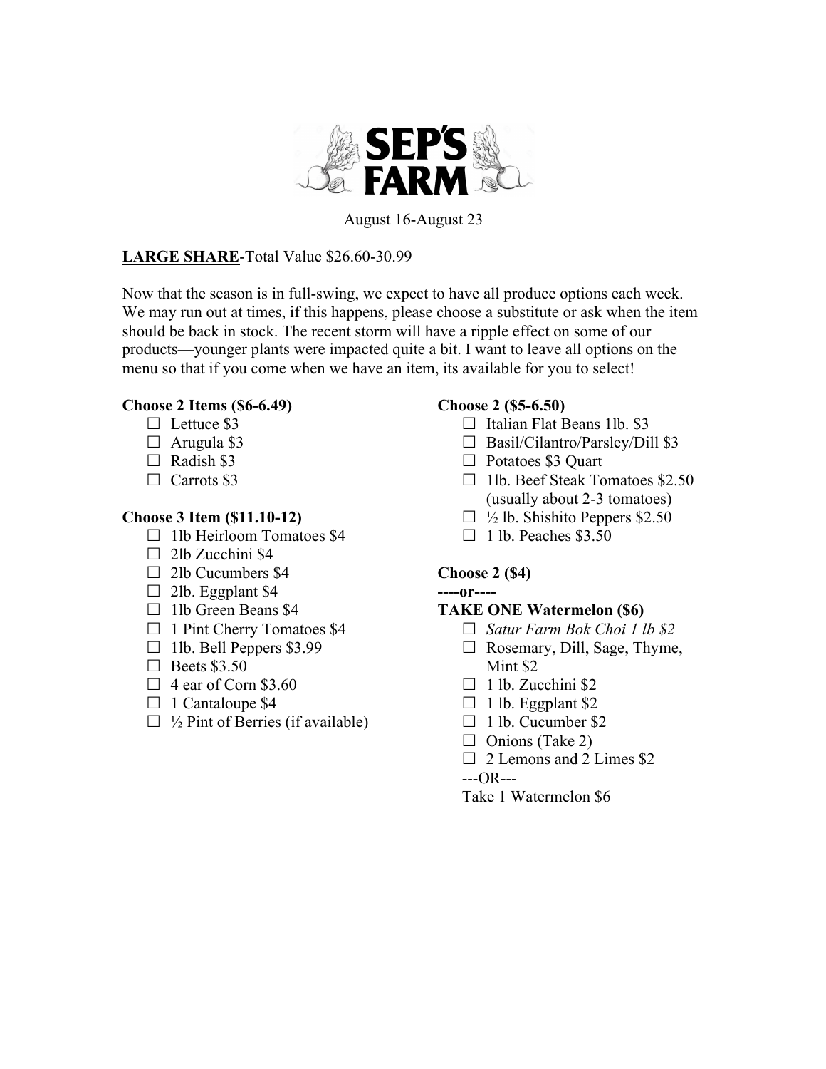# SEP'S FARM

August 16-August 23

**LARGE SHARE**-Total Value $26.60-30.99

Now that the season is in full-swing, we expect to have all produce options each week. We may run out at times, if this happens, please choose a substitute or ask when the item should be back in stock. The recent storm will have a ripple effect on some of our products—younger plants were impacted quite a bit. I want to leave all options on the menu so that if you come when we have an item, its available for you to select!

**Choose 2 Items ($6-6.49)**

- ☐ Lettuce $3
- ☐ Arugula $3
- ☐ Radish $3
- ☐ Carrots $3

**Choose 3 Item ($11.10-12)**

- ☐ 1lb Heirloom Tomatoes $4
- ☐ 2lb Zucchini $4
- ☐ 2lb Cucumbers $4
- ☐ 2lb. Eggplant $4
- ☐ 1lb Green Beans $4
- ☐ 1 Pint Cherry Tomatoes $4
- ☐ 1lb. Bell Peppers $3.99
- ☐ Beets $3.50
- ☐ 4 ear of Corn $3.60
- ☐ 1 Cantaloupe $4
- ☐ ½ Pint of Berries (if available)

**Choose 2 ($5-6.50)**

- ☐ Italian Flat Beans 1lb. $3
- ☐ Basil/Cilantro/Parsley/Dill $3
- ☐ Potatoes $3 Quart
- ☐ 1lb. Beef Steak Tomatoes $2.50 (usually about 2-3 tomatoes)
- ☐ ½ lb. Shishito Peppers $2.50
- ☐ 1 lb. Peaches $3.50

**Choose 2 ($4)**

**----or----**

**TAKE ONE Watermelon ($6)**

- ☐ *Satur Farm Bok Choi 1 lb $2*
- ☐ Rosemary, Dill, Sage, Thyme, Mint $2
- ☐ 1 lb. Zucchini $2
- ☐ 1 lb. Eggplant $2
- ☐ 1 lb. Cucumber $2
- ☐ Onions (Take 2)
- ☐ 2 Lemons and 2 Limes $2

---OR---

Take 1 Watermelon $6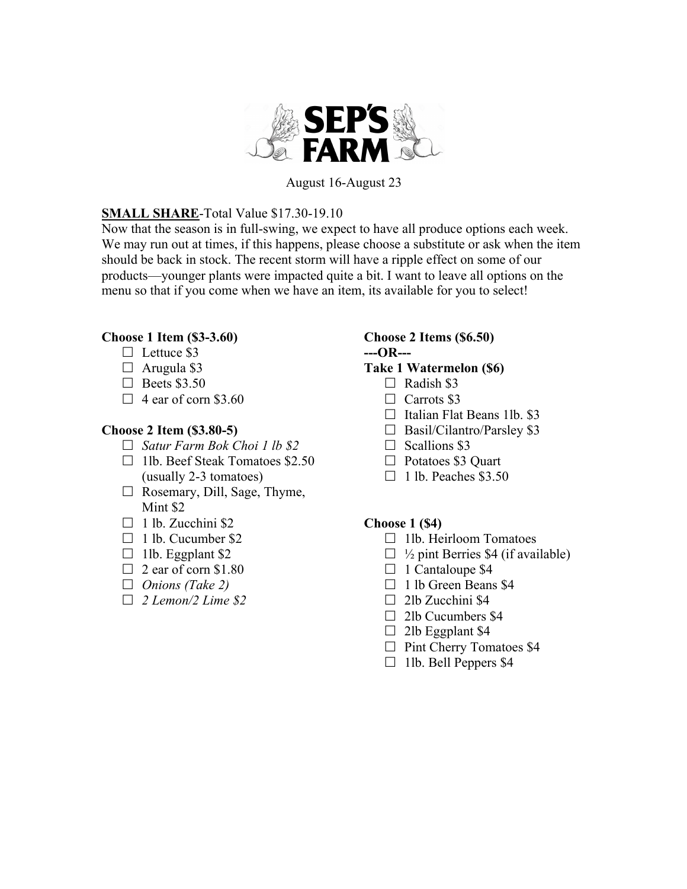# SEP'S FARM

August 16-August 23

**SMALL SHARE**-Total Value $17.30-19.10

Now that the season is in full-swing, we expect to have all produce options each week. We may run out at times, if this happens, please choose a substitute or ask when the item should be back in stock. The recent storm will have a ripple effect on some of our products—younger plants were impacted quite a bit. I want to leave all options on the menu so that if you come when we have an item, its available for you to select!

**Choose 1 Item ($3-3.60)**

- ☐ Lettuce $3
- ☐ Arugula $3
- ☐ Beets $3.50
- ☐ 4 ear of corn $3.60

**Choose 2 Item ($3.80-5)**

- ☐ *Satur Farm Bok Choi 1 lb $2*
- ☐ 1lb. Beef Steak Tomatoes $2.50 (usually 2-3 tomatoes)
- ☐ Rosemary, Dill, Sage, Thyme, Mint $2
- ☐ 1 lb. Zucchini $2
- ☐ 1 lb. Cucumber $2
- ☐ 1lb. Eggplant $2
- ☐ 2 ear of corn $1.80
- ☐ *Onions (Take 2)*
- ☐ *2 Lemon/2 Lime $2*

**Choose 2 Items ($6.50)**
**---OR---**
**Take 1 Watermelon ($6)**

- ☐ Radish $3
- ☐ Carrots $3
- ☐ Italian Flat Beans 1lb. $3
- ☐ Basil/Cilantro/Parsley $3
- ☐ Scallions $3
- ☐ Potatoes $3 Quart
- ☐ 1 lb. Peaches $3.50

**Choose 1 ($4)**

- ☐ 1lb. Heirloom Tomatoes
- ☐ ½ pint Berries $4 (if available)
- ☐ 1 Cantaloupe $4
- ☐ 1 lb Green Beans $4
- ☐ 2lb Zucchini $4
- ☐ 2lb Cucumbers $4
- ☐ 2lb Eggplant $4
- ☐ Pint Cherry Tomatoes $4
- ☐ 1lb. Bell Peppers $4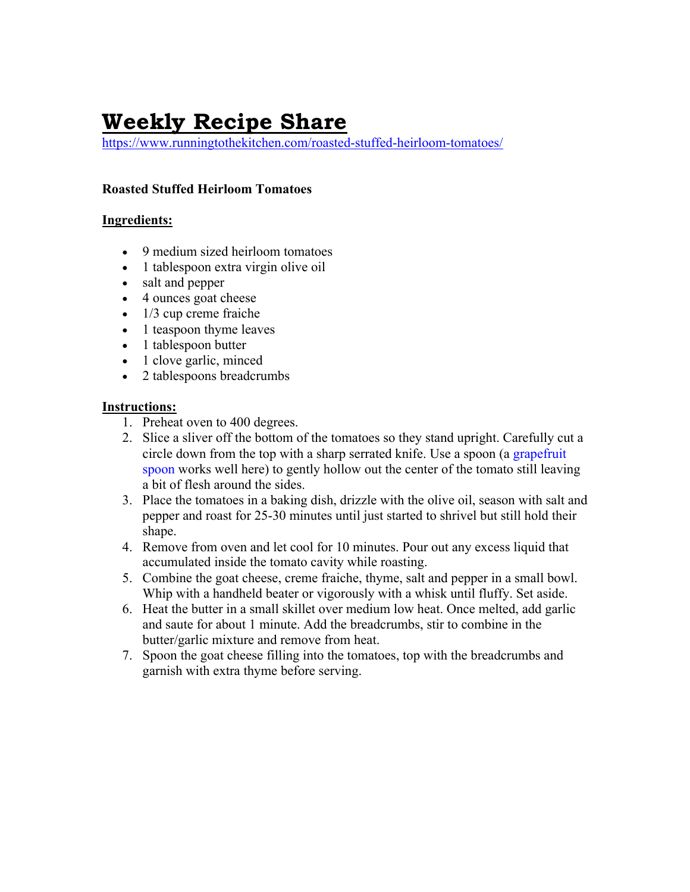# Weekly Recipe Share

https://www.runningtothekitchen.com/roasted-stuffed-heirloom-tomatoes/

**Roasted Stuffed Heirloom Tomatoes**

**Ingredients:**

- 9 medium sized heirloom tomatoes
- 1 tablespoon extra virgin olive oil
- salt and pepper
- 4 ounces goat cheese
- 1/3 cup creme fraiche
- 1 teaspoon thyme leaves
- 1 tablespoon butter
- 1 clove garlic, minced
- 2 tablespoons breadcrumbs

**Instructions:**

1. Preheat oven to 400 degrees.
2. Slice a sliver off the bottom of the tomatoes so they stand upright. Carefully cut a circle down from the top with a sharp serrated knife. Use a spoon (a grapefruit spoon works well here) to gently hollow out the center of the tomato still leaving a bit of flesh around the sides.
3. Place the tomatoes in a baking dish, drizzle with the olive oil, season with salt and pepper and roast for 25-30 minutes until just started to shrivel but still hold their shape.
4. Remove from oven and let cool for 10 minutes. Pour out any excess liquid that accumulated inside the tomato cavity while roasting.
5. Combine the goat cheese, creme fraiche, thyme, salt and pepper in a small bowl. Whip with a handheld beater or vigorously with a whisk until fluffy. Set aside.
6. Heat the butter in a small skillet over medium low heat. Once melted, add garlic and saute for about 1 minute. Add the breadcrumbs, stir to combine in the butter/garlic mixture and remove from heat.
7. Spoon the goat cheese filling into the tomatoes, top with the breadcrumbs and garnish with extra thyme before serving.